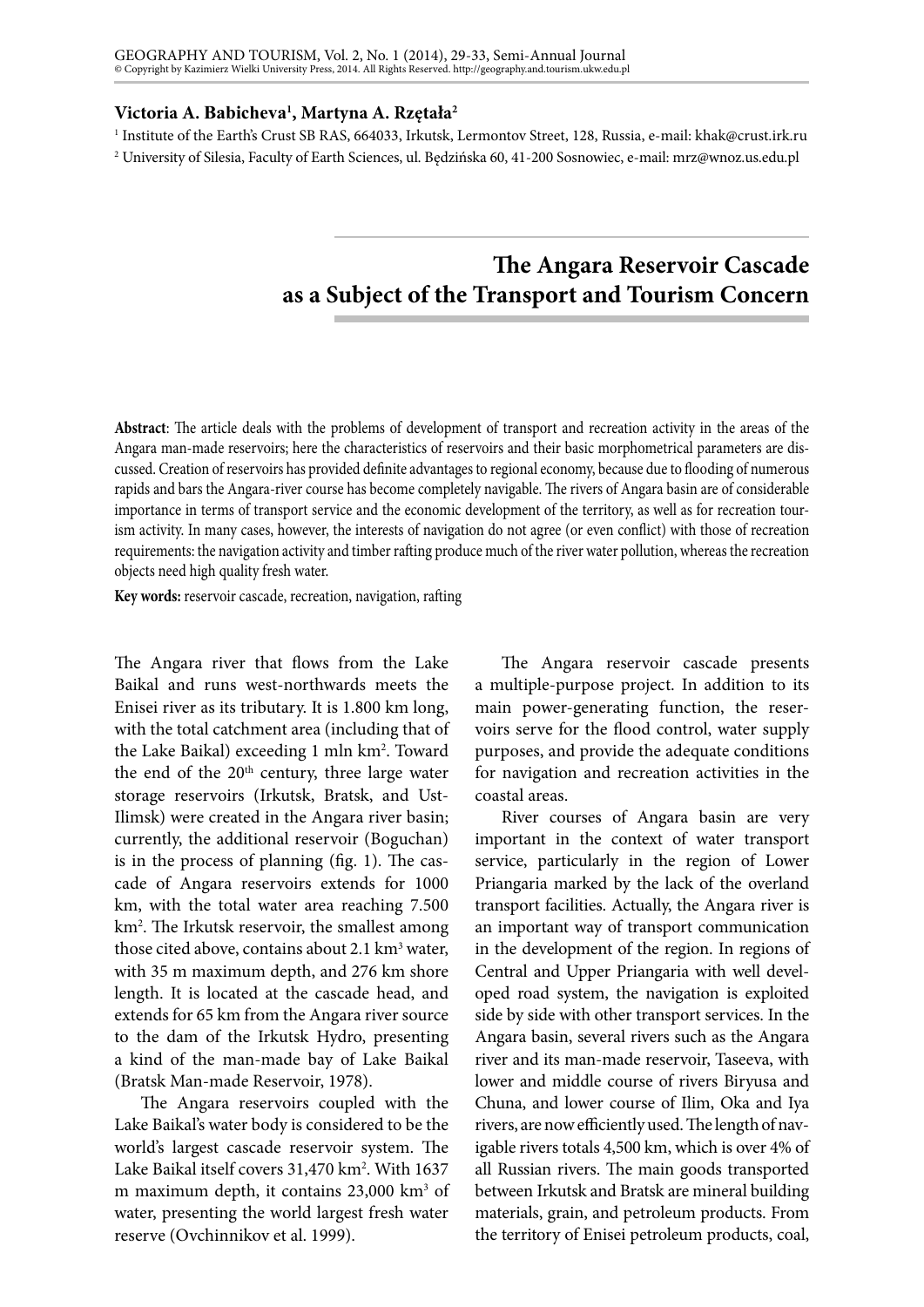Victoria A. Babicheva[1], Martyna A. Rzętała[2]

[1] Institute of the Earth's Crust SB RAS, 664033, Irkutsk, Lermontov Street, 128, Russia, e-mail: khak@crust.irk.ru

[2] University of Silesia, Faculty of Earth Sciences, ul. Będzińska 60, 41-200 Sosnowiec, e-mail: mrz@wnoz.us.edu.pl

# The Angara Reservoir Cascade as a Subject of the Transport and Tourism Concern

**Abstract**: The article deals with the problems of development of transport and recreation activity in the areas of the Angara man-made reservoirs; here the characteristics of reservoirs and their basic morphometrical parameters are discussed. Creation of reservoirs has provided definite advantages to regional economy, because due to flooding of numerous rapids and bars the Angara-river course has become completely navigable. The rivers of Angara basin are of considerable importance in terms of transport service and the economic development of the territory, as well as for recreation tourism activity. In many cases, however, the interests of navigation do not agree (or even conflict) with those of recreation requirements: the navigation activity and timber rafting produce much of the river water pollution, whereas the recreation objects need high quality fresh water.

**Key words:** reservoir cascade, recreation, navigation, rafting

The Angara river that flows from the Lake Baikal and runs west-northwards meets the Enisei river as its tributary. It is 1.800 km long, with the total catchment area (including that of the Lake Baikal) exceeding 1 mln km$^2$. Toward the end of the 20$^{th}$ century, three large water storage reservoirs (Irkutsk, Bratsk, and Ust-Ilimsk) were created in the Angara river basin; currently, the additional reservoir (Boguchan) is in the process of planning (fig. 1). The cascade of Angara reservoirs extends for 1000 km, with the total water area reaching 7.500 km$^2$. The Irkutsk reservoir, the smallest among those cited above, contains about 2.1 km$^3$ water, with 35 m maximum depth, and 276 km shore length. It is located at the cascade head, and extends for 65 km from the Angara river source to the dam of the Irkutsk Hydro, presenting a kind of the man-made bay of Lake Baikal (Bratsk Man-made Reservoir, 1978).

The Angara reservoirs coupled with the Lake Baikal's water body is considered to be the world's largest cascade reservoir system. The Lake Baikal itself covers 31,470 km$^2$. With 1637 m maximum depth, it contains 23,000 km$^3$ of water, presenting the world largest fresh water reserve (Ovchinnikov et al. 1999).

The Angara reservoir cascade presents a multiple-purpose project. In addition to its main power-generating function, the reservoirs serve for the flood control, water supply purposes, and provide the adequate conditions for navigation and recreation activities in the coastal areas.

River courses of Angara basin are very important in the context of water transport service, particularly in the region of Lower Priangaria marked by the lack of the overland transport facilities. Actually, the Angara river is an important way of transport communication in the development of the region. In regions of Central and Upper Priangaria with well developed road system, the navigation is exploited side by side with other transport services. In the Angara basin, several rivers such as the Angara river and its man-made reservoir, Taseeva, with lower and middle course of rivers Biryusa and Chuna, and lower course of Ilim, Oka and Iya rivers, are now efficiently used. The length of navigable rivers totals 4,500 km, which is over 4% of all Russian rivers. The main goods transported between Irkutsk and Bratsk are mineral building materials, grain, and petroleum products. From the territory of Enisei petroleum products, coal,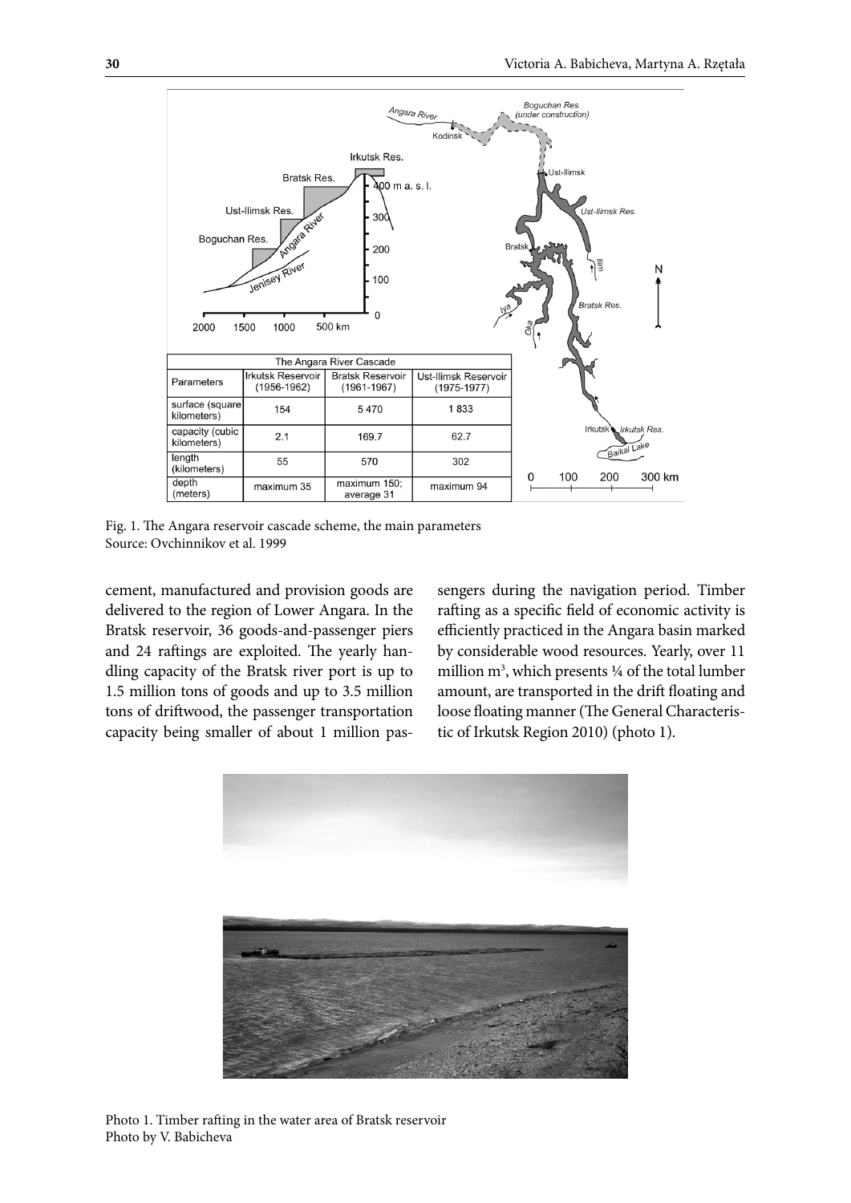| The Angara River Cascade | | | |
|---|---|---|---|
| Parameters | Irkutsk Reservoir (1956-1962) | Bratsk Reservoir (1961-1967) | Ust-Ilimsk Reservoir (1975-1977) |
| surface (square kilometers) | 154 | 5 470 | 1 833 |
| capacity (cubic kilometers) | 2.1 | 169.7 | 62.7 |
| length (kilometers) | 55 | 570 | 302 |
| depth (meters) | maximum 35 | maximum 150; average 31 | maximum 94 |

Fig. 1. The Angara reservoir cascade scheme, the main parameters
Source: Ovchinnikov et al. 1999

cement, manufactured and provision goods are delivered to the region of Lower Angara. In the Bratsk reservoir, 36 goods-and-passenger piers and 24 raftings are exploited. The yearly handling capacity of the Bratsk river port is up to 1.5 million tons of goods and up to 3.5 million tons of driftwood, the passenger transportation capacity being smaller of about 1 million passengers during the navigation period. Timber rafting as a specific field of economic activity is efficiently practiced in the Angara basin marked by considerable wood resources. Yearly, over 11 million $m^3$, which presents ¼ of the total lumber amount, are transported in the drift floating and loose floating manner (The General Characteristic of Irkutsk Region 2010) (photo 1).

Photo 1. Timber rafting in the water area of Bratsk reservoir
Photo by V. Babicheva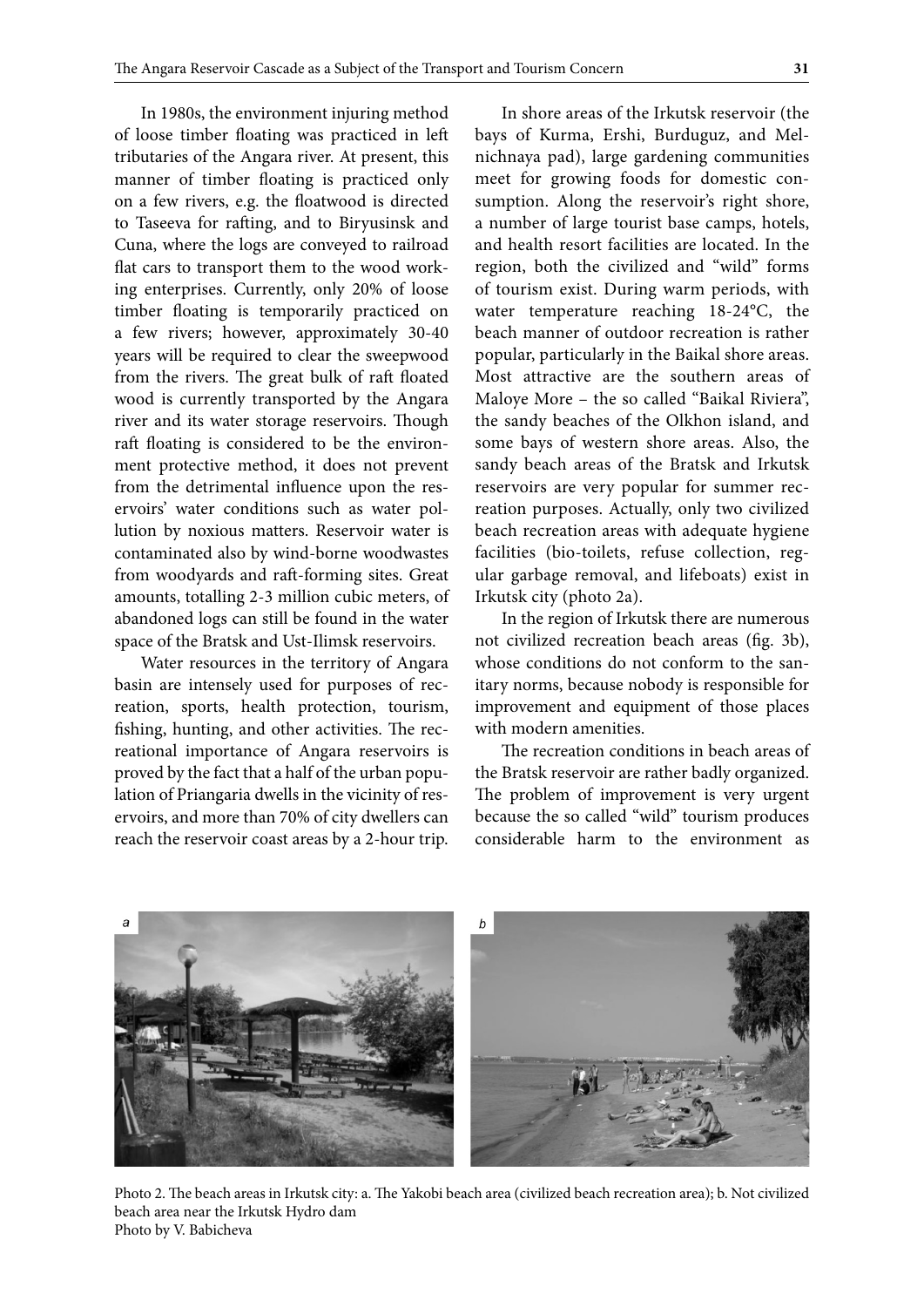In 1980s, the environment injuring method of loose timber floating was practiced in left tributaries of the Angara river. At present, this manner of timber floating is practiced only on a few rivers, e.g. the floatwood is directed to Taseeva for rafting, and to Biryusinsk and Cuna, where the logs are conveyed to railroad flat cars to transport them to the wood working enterprises. Currently, only 20% of loose timber floating is temporarily practiced on a few rivers; however, approximately 30-40 years will be required to clear the sweepwood from the rivers. The great bulk of raft floated wood is currently transported by the Angara river and its water storage reservoirs. Though raft floating is considered to be the environment protective method, it does not prevent from the detrimental influence upon the reservoirs' water conditions such as water pollution by noxious matters. Reservoir water is contaminated also by wind-borne woodwastes from woodyards and raft-forming sites. Great amounts, totalling 2-3 million cubic meters, of abandoned logs can still be found in the water space of the Bratsk and Ust-Ilimsk reservoirs.

Water resources in the territory of Angara basin are intensely used for purposes of recreation, sports, health protection, tourism, fishing, hunting, and other activities. The recreational importance of Angara reservoirs is proved by the fact that a half of the urban population of Priangaria dwells in the vicinity of reservoirs, and more than 70% of city dwellers can reach the reservoir coast areas by a 2-hour trip.

In shore areas of the Irkutsk reservoir (the bays of Kurma, Ershi, Burduguz, and Melnichnaya pad), large gardening communities meet for growing foods for domestic consumption. Along the reservoir's right shore, a number of large tourist base camps, hotels, and health resort facilities are located. In the region, both the civilized and "wild" forms of tourism exist. During warm periods, with water temperature reaching 18-24°C, the beach manner of outdoor recreation is rather popular, particularly in the Baikal shore areas. Most attractive are the southern areas of Maloye More – the so called "Baikal Riviera", the sandy beaches of the Olkhon island, and some bays of western shore areas. Also, the sandy beach areas of the Bratsk and Irkutsk reservoirs are very popular for summer recreation purposes. Actually, only two civilized beach recreation areas with adequate hygiene facilities (bio-toilets, refuse collection, regular garbage removal, and lifeboats) exist in Irkutsk city (photo 2a).

In the region of Irkutsk there are numerous not civilized recreation beach areas (fig. 3b), whose conditions do not conform to the sanitary norms, because nobody is responsible for improvement and equipment of those places with modern amenities.

The recreation conditions in beach areas of the Bratsk reservoir are rather badly organized. The problem of improvement is very urgent because the so called "wild" tourism produces considerable harm to the environment as

Photo 2. The beach areas in Irkutsk city: a. The Yakobi beach area (civilized beach recreation area); b. Not civilized beach area near the Irkutsk Hydro dam
Photo by V. Babicheva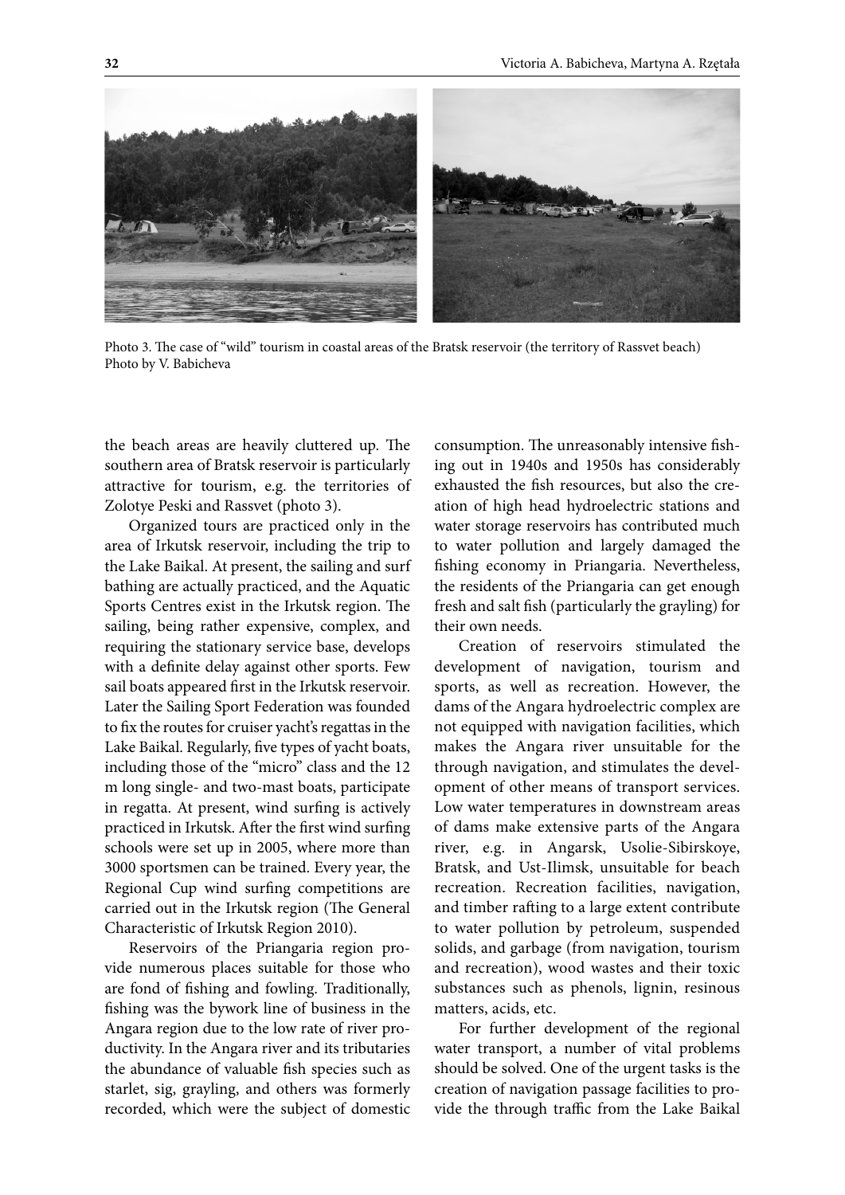Photo 3. The case of "wild" tourism in coastal areas of the Bratsk reservoir (the territory of Rassvet beach)
Photo by V. Babicheva

the beach areas are heavily cluttered up. The southern area of Bratsk reservoir is particularly attractive for tourism, e.g. the territories of Zolotye Peski and Rassvet (photo 3).

Organized tours are practiced only in the area of Irkutsk reservoir, including the trip to the Lake Baikal. At present, the sailing and surf bathing are actually practiced, and the Aquatic Sports Centres exist in the Irkutsk region. The sailing, being rather expensive, complex, and requiring the stationary service base, develops with a definite delay against other sports. Few sail boats appeared first in the Irkutsk reservoir. Later the Sailing Sport Federation was founded to fix the routes for cruiser yacht's regattas in the Lake Baikal. Regularly, five types of yacht boats, including those of the "micro" class and the 12 m long single- and two-mast boats, participate in regatta. At present, wind surfing is actively practiced in Irkutsk. After the first wind surfing schools were set up in 2005, where more than 3000 sportsmen can be trained. Every year, the Regional Cup wind surfing competitions are carried out in the Irkutsk region (The General Characteristic of Irkutsk Region 2010).

Reservoirs of the Priangaria region provide numerous places suitable for those who are fond of fishing and fowling. Traditionally, fishing was the bywork line of business in the Angara region due to the low rate of river productivity. In the Angara river and its tributaries the abundance of valuable fish species such as starlet, sig, grayling, and others was formerly recorded, which were the subject of domestic consumption. The unreasonably intensive fishing out in 1940s and 1950s has considerably exhausted the fish resources, but also the creation of high head hydroelectric stations and water storage reservoirs has contributed much to water pollution and largely damaged the fishing economy in Priangaria. Nevertheless, the residents of the Priangaria can get enough fresh and salt fish (particularly the grayling) for their own needs.

Creation of reservoirs stimulated the development of navigation, tourism and sports, as well as recreation. However, the dams of the Angara hydroelectric complex are not equipped with navigation facilities, which makes the Angara river unsuitable for the through navigation, and stimulates the development of other means of transport services. Low water temperatures in downstream areas of dams make extensive parts of the Angara river, e.g. in Angarsk, Usolie-Sibirskoye, Bratsk, and Ust-Ilimsk, unsuitable for beach recreation. Recreation facilities, navigation, and timber rafting to a large extent contribute to water pollution by petroleum, suspended solids, and garbage (from navigation, tourism and recreation), wood wastes and their toxic substances such as phenols, lignin, resinous matters, acids, etc.

For further development of the regional water transport, a number of vital problems should be solved. One of the urgent tasks is the creation of navigation passage facilities to provide the through traffic from the Lake Baikal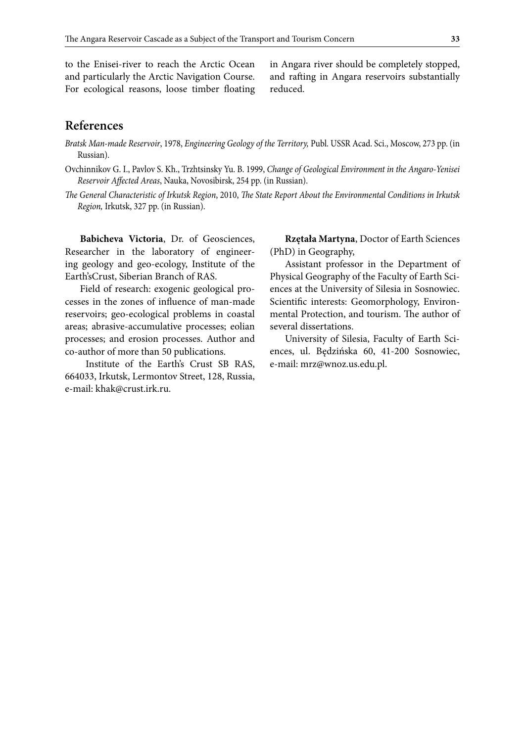to the Enisei-river to reach the Arctic Ocean and particularly the Arctic Navigation Course. For ecological reasons, loose timber floating in Angara river should be completely stopped, and rafting in Angara reservoirs substantially reduced.

## References

*Bratsk Man-made Reservoir*, 1978, *Engineering Geology of the Territory,* Publ. USSR Acad. Sci., Moscow, 273 pp. (in Russian).

Ovchinnikov G. I., Pavlov S. Kh., Trzhtsinsky Yu. B. 1999, *Change of Geological Environment in the Angaro-Yenisei Reservoir Affected Areas*, Nauka, Novosibirsk, 254 pp. (in Russian).

*The General Characteristic of Irkutsk Region*, 2010, *The State Report About the Environmental Conditions in Irkutsk Region,* Irkutsk, 327 pp. (in Russian).

**Babicheva Victoria**, Dr. of Geosciences, Researcher in the laboratory of engineering geology and geo-ecology, Institute of the Earth'sCrust, Siberian Branch of RAS.

Field of research: exogenic geological processes in the zones of influence of man-made reservoirs; geo-ecological problems in coastal areas; abrasive-accumulative processes; eolian processes; and erosion processes. Author and co-author of more than 50 publications.

Institute of the Earth's Crust SB RAS, 664033, Irkutsk, Lermontov Street, 128, Russia, e-mail: khak@crust.irk.ru.

**Rzętała Martyna**, Doctor of Earth Sciences (PhD) in Geography,

Assistant professor in the Department of Physical Geography of the Faculty of Earth Sciences at the University of Silesia in Sosnowiec. Scientific interests: Geomorphology, Environmental Protection, and tourism. The author of several dissertations.

University of Silesia, Faculty of Earth Sciences, ul. Będzińska 60, 41-200 Sosnowiec, e-mail: mrz@wnoz.us.edu.pl.